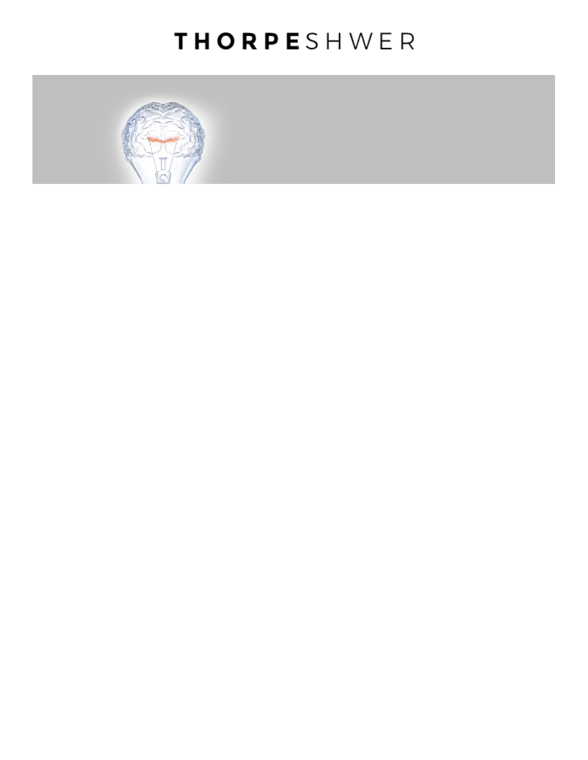# THORPESHWER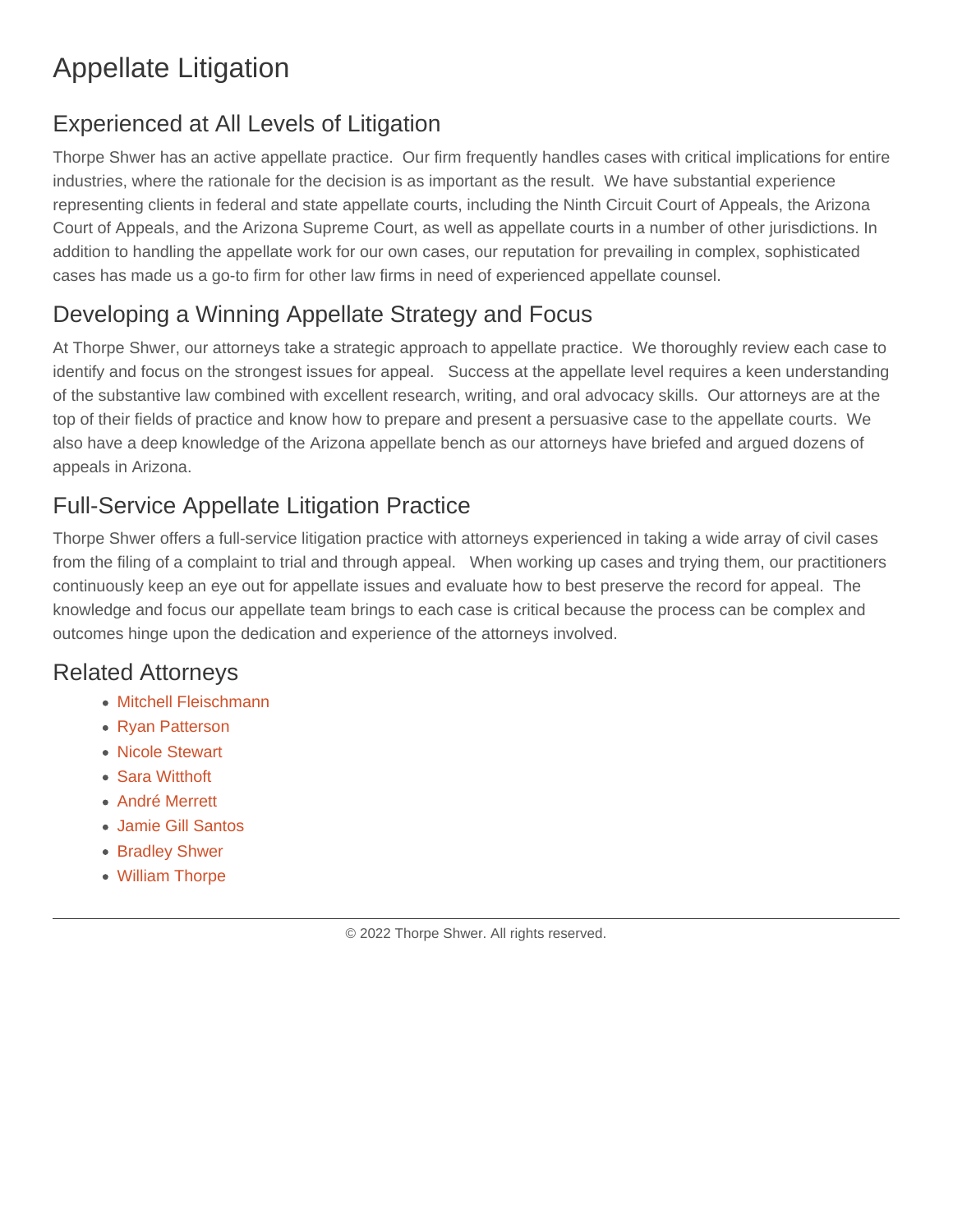# Appellate Litigation

## Experienced at All Levels of Litigation

Thorpe Shwer has an active appellate practice. Our firm frequently handles cases with critical implications for entire industries, where the rationale for the decision is as important as the result. We have substantial experience representing clients in federal and state appellate courts, including the Ninth Circuit Court of Appeals, the Arizona Court of Appeals, and the Arizona Supreme Court, as well as appellate courts in a number of other jurisdictions. In addition to handling the appellate work for our own cases, our reputation for prevailing in complex, sophisticated cases has made us a go-to firm for other law firms in need of experienced appellate counsel.

## Developing a Winning Appellate Strategy and Focus

At Thorpe Shwer, our attorneys take a strategic approach to appellate practice. We thoroughly review each case to identify and focus on the strongest issues for appeal. Success at the appellate level requires a keen understanding of the substantive law combined with excellent research, writing, and oral advocacy skills. Our attorneys are at the top of their fields of practice and know how to prepare and present a persuasive case to the appellate courts. We also have a deep knowledge of the Arizona appellate bench as our attorneys have briefed and argued dozens of appeals in Arizona.

## Full-Service Appellate Litigation Practice

Thorpe Shwer offers a full-service litigation practice with attorneys experienced in taking a wide array of civil cases from the filing of a complaint to trial and through appeal. When working up cases and trying them, our practitioners continuously keep an eye out for appellate issues and evaluate how to best preserve the record for appeal. The knowledge and focus our appellate team brings to each case is critical because the process can be complex and outcomes hinge upon the dedication and experience of the attorneys involved.

## Related Attorneys

- Mitchell Fleischmann
- Ryan Patterson
- Nicole Stewart
- Sara Witthoft
- André Merrett
- Jamie Gill Santos
- Bradley Shwer
- William Thorpe

---

© 2022 Thorpe Shwer. All rights reserved.